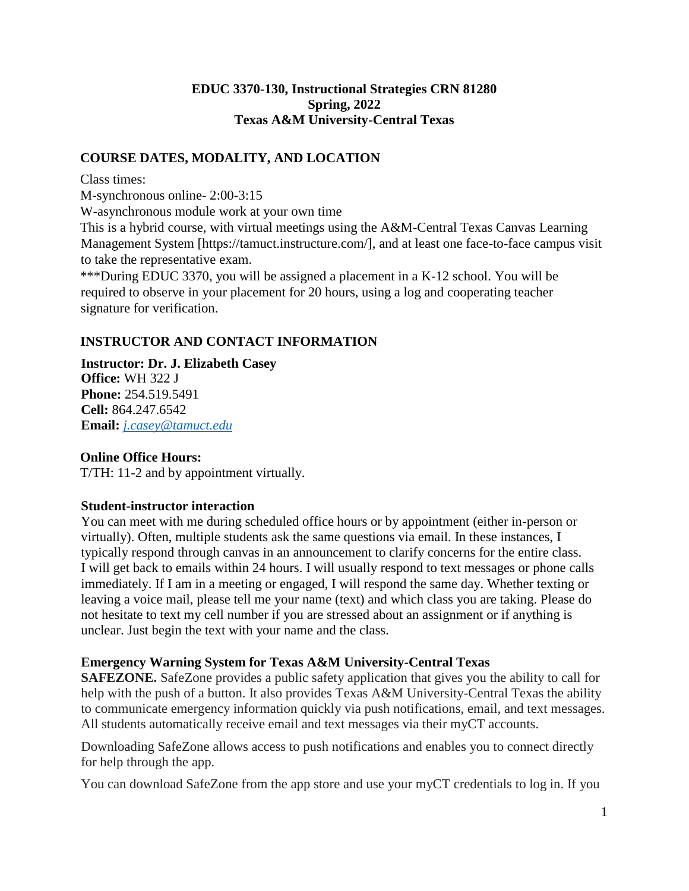**EDUC 3370-130, Instructional Strategies CRN 81280**
**Spring, 2022**
**Texas A&M University-Central Texas**

## COURSE DATES, MODALITY, AND LOCATION

Class times:
M-synchronous online- 2:00-3:15
W-asynchronous module work at your own time
This is a hybrid course, with virtual meetings using the A&M-Central Texas Canvas Learning Management System [https://tamuct.instructure.com/], and at least one face-to-face campus visit to take the representative exam.
***During EDUC 3370, you will be assigned a placement in a K-12 school. You will be required to observe in your placement for 20 hours, using a log and cooperating teacher signature for verification.

## INSTRUCTOR AND CONTACT INFORMATION

**Instructor: Dr. J. Elizabeth Casey**
**Office:** WH 322 J
**Phone:** 254.519.5491
**Cell:** 864.247.6542
**Email:** *j.casey@tamuct.edu*

**Online Office Hours:**
T/TH: 11-2 and by appointment virtually.

**Student-instructor interaction**
You can meet with me during scheduled office hours or by appointment (either in-person or virtually). Often, multiple students ask the same questions via email. In these instances, I typically respond through canvas in an announcement to clarify concerns for the entire class. I will get back to emails within 24 hours. I will usually respond to text messages or phone calls immediately. If I am in a meeting or engaged, I will respond the same day. Whether texting or leaving a voice mail, please tell me your name (text) and which class you are taking. Please do not hesitate to text my cell number if you are stressed about an assignment or if anything is unclear. Just begin the text with your name and the class.

**Emergency Warning System for Texas A&M University-Central Texas**
**SAFEZONE.** SafeZone provides a public safety application that gives you the ability to call for help with the push of a button. It also provides Texas A&M University-Central Texas the ability to communicate emergency information quickly via push notifications, email, and text messages. All students automatically receive email and text messages via their myCT accounts.

Downloading SafeZone allows access to push notifications and enables you to connect directly for help through the app.

You can download SafeZone from the app store and use your myCT credentials to log in. If you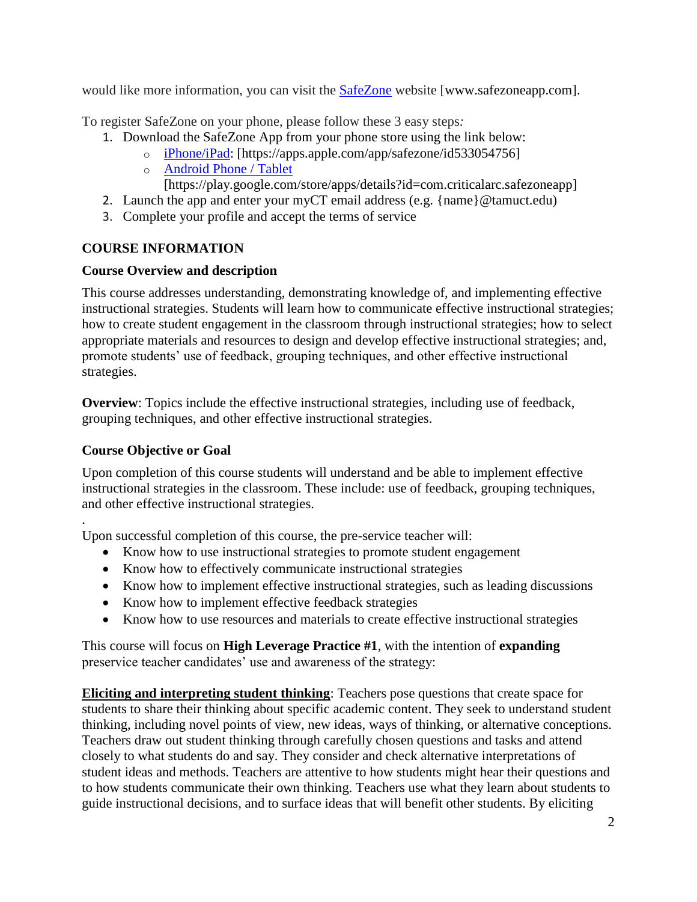would like more information, you can visit the SafeZone website [www.safezoneapp.com].

To register SafeZone on your phone, please follow these 3 easy steps*:*

1. Download the SafeZone App from your phone store using the link below:
   - iPhone/iPad: [https://apps.apple.com/app/safezone/id533054756]
   - Android Phone / Tablet [https://play.google.com/store/apps/details?id=com.criticalarc.safezoneapp]
2. Launch the app and enter your myCT email address (e.g. {name}@tamuct.edu)
3. Complete your profile and accept the terms of service

## COURSE INFORMATION

### Course Overview and description

This course addresses understanding, demonstrating knowledge of, and implementing effective instructional strategies. Students will learn how to communicate effective instructional strategies; how to create student engagement in the classroom through instructional strategies; how to select appropriate materials and resources to design and develop effective instructional strategies; and, promote students' use of feedback, grouping techniques, and other effective instructional strategies.

**Overview**: Topics include the effective instructional strategies, including use of feedback, grouping techniques, and other effective instructional strategies.

### Course Objective or Goal

Upon completion of this course students will understand and be able to implement effective instructional strategies in the classroom. These include: use of feedback, grouping techniques, and other effective instructional strategies.

.

Upon successful completion of this course, the pre-service teacher will:

- Know how to use instructional strategies to promote student engagement
- Know how to effectively communicate instructional strategies
- Know how to implement effective instructional strategies, such as leading discussions
- Know how to implement effective feedback strategies
- Know how to use resources and materials to create effective instructional strategies

This course will focus on **High Leverage Practice #1**, with the intention of **expanding** preservice teacher candidates' use and awareness of the strategy:

**Eliciting and interpreting student thinking**: Teachers pose questions that create space for students to share their thinking about specific academic content. They seek to understand student thinking, including novel points of view, new ideas, ways of thinking, or alternative conceptions. Teachers draw out student thinking through carefully chosen questions and tasks and attend closely to what students do and say. They consider and check alternative interpretations of student ideas and methods. Teachers are attentive to how students might hear their questions and to how students communicate their own thinking. Teachers use what they learn about students to guide instructional decisions, and to surface ideas that will benefit other students. By eliciting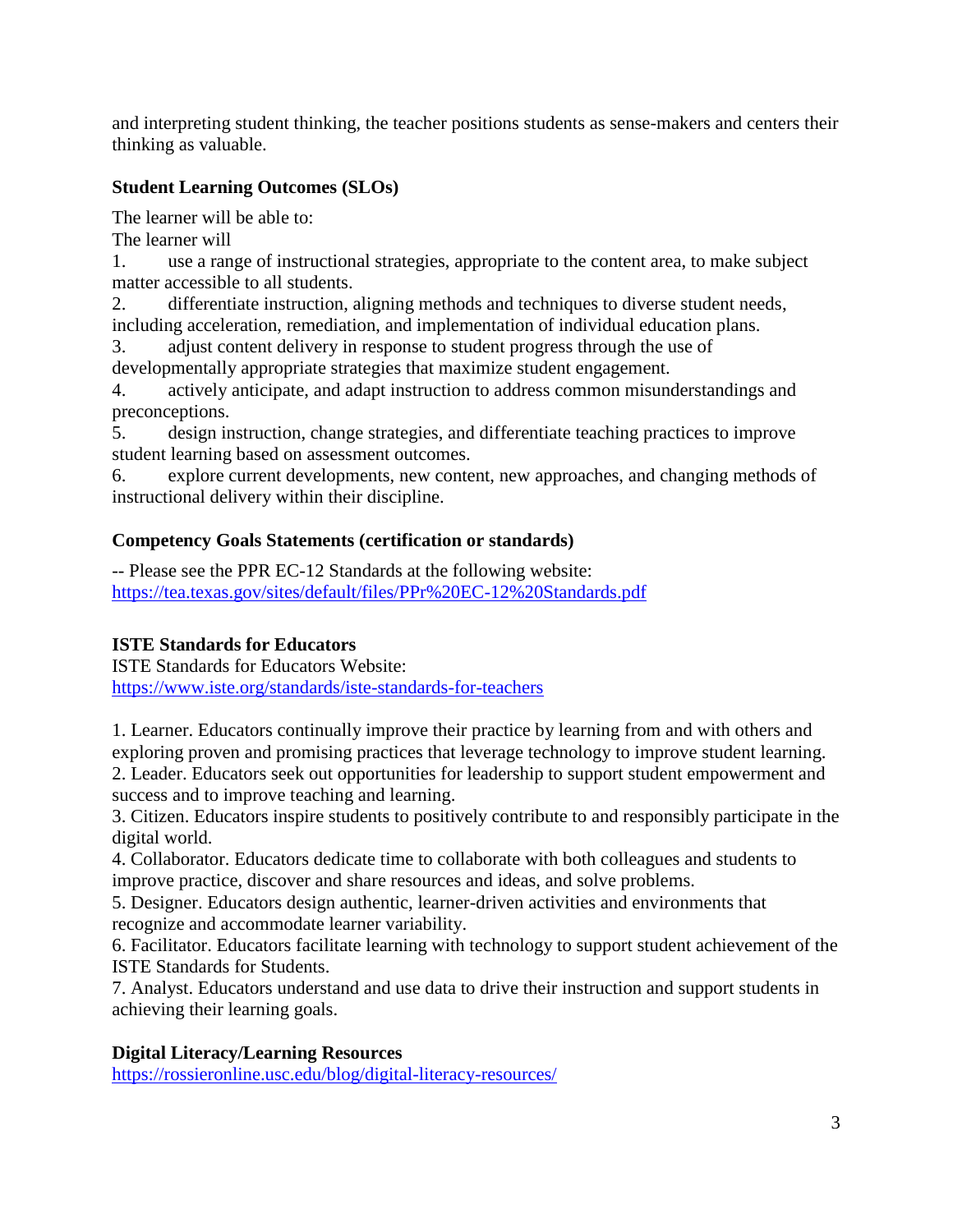and interpreting student thinking, the teacher positions students as sense-makers and centers their thinking as valuable.

### Student Learning Outcomes (SLOs)

The learner will be able to:
The learner will

1. use a range of instructional strategies, appropriate to the content area, to make subject matter accessible to all students.
2. differentiate instruction, aligning methods and techniques to diverse student needs, including acceleration, remediation, and implementation of individual education plans.
3. adjust content delivery in response to student progress through the use of developmentally appropriate strategies that maximize student engagement.
4. actively anticipate, and adapt instruction to address common misunderstandings and preconceptions.
5. design instruction, change strategies, and differentiate teaching practices to improve student learning based on assessment outcomes.
6. explore current developments, new content, new approaches, and changing methods of instructional delivery within their discipline.

### Competency Goals Statements (certification or standards)

-- Please see the PPR EC-12 Standards at the following website:
https://tea.texas.gov/sites/default/files/PPr%20EC-12%20Standards.pdf

### ISTE Standards for Educators

ISTE Standards for Educators Website:
https://www.iste.org/standards/iste-standards-for-teachers

1. Learner. Educators continually improve their practice by learning from and with others and exploring proven and promising practices that leverage technology to improve student learning.
2. Leader. Educators seek out opportunities for leadership to support student empowerment and success and to improve teaching and learning.
3. Citizen. Educators inspire students to positively contribute to and responsibly participate in the digital world.
4. Collaborator. Educators dedicate time to collaborate with both colleagues and students to improve practice, discover and share resources and ideas, and solve problems.
5. Designer. Educators design authentic, learner-driven activities and environments that recognize and accommodate learner variability.
6. Facilitator. Educators facilitate learning with technology to support student achievement of the ISTE Standards for Students.
7. Analyst. Educators understand and use data to drive their instruction and support students in achieving their learning goals.

### Digital Literacy/Learning Resources

https://rossieronline.usc.edu/blog/digital-literacy-resources/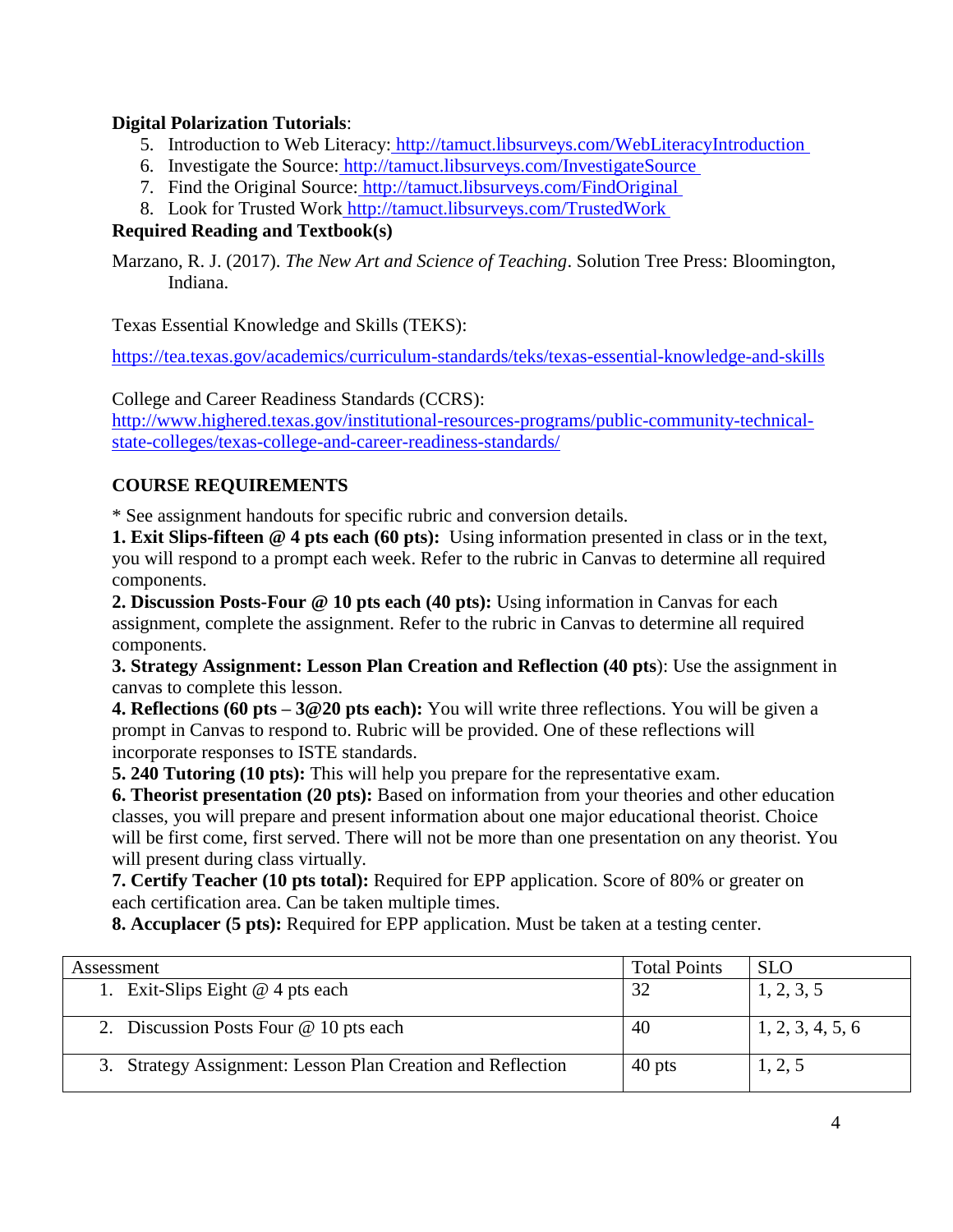**Digital Polarization Tutorials**:

5. Introduction to Web Literacy: http://tamuct.libsurveys.com/WebLiteracyIntroduction
6. Investigate the Source: http://tamuct.libsurveys.com/InvestigateSource
7. Find the Original Source: http://tamuct.libsurveys.com/FindOriginal
8. Look for Trusted Work http://tamuct.libsurveys.com/TrustedWork

**Required Reading and Textbook(s)**

Marzano, R. J. (2017). *The New Art and Science of Teaching*. Solution Tree Press: Bloomington, Indiana.

Texas Essential Knowledge and Skills (TEKS):

https://tea.texas.gov/academics/curriculum-standards/teks/texas-essential-knowledge-and-skills

College and Career Readiness Standards (CCRS):
http://www.highered.texas.gov/institutional-resources-programs/public-community-technical-state-colleges/texas-college-and-career-readiness-standards/

**COURSE REQUIREMENTS**

* See assignment handouts for specific rubric and conversion details.

**1. Exit Slips-fifteen @ 4 pts each (60 pts):** Using information presented in class or in the text, you will respond to a prompt each week. Refer to the rubric in Canvas to determine all required components.

**2. Discussion Posts-Four @ 10 pts each (40 pts):** Using information in Canvas for each assignment, complete the assignment. Refer to the rubric in Canvas to determine all required components.

**3. Strategy Assignment: Lesson Plan Creation and Reflection (40 pts)**: Use the assignment in canvas to complete this lesson.

**4. Reflections (60 pts – 3@20 pts each):** You will write three reflections. You will be given a prompt in Canvas to respond to. Rubric will be provided. One of these reflections will incorporate responses to ISTE standards.

**5. 240 Tutoring (10 pts):** This will help you prepare for the representative exam.

**6. Theorist presentation (20 pts):** Based on information from your theories and other education classes, you will prepare and present information about one major educational theorist. Choice will be first come, first served. There will not be more than one presentation on any theorist. You will present during class virtually.

**7. Certify Teacher (10 pts total):** Required for EPP application. Score of 80% or greater on each certification area. Can be taken multiple times.

**8. Accuplacer (5 pts):** Required for EPP application. Must be taken at a testing center.

| Assessment | Total Points | SLO |
|---|---|---|
| 1. Exit-Slips Eight @ 4 pts each | 32 | 1, 2, 3, 5 |
| 2. Discussion Posts Four @ 10 pts each | 40 | 1, 2, 3, 4, 5, 6 |
| 3. Strategy Assignment: Lesson Plan Creation and Reflection | 40 pts | 1, 2, 5 |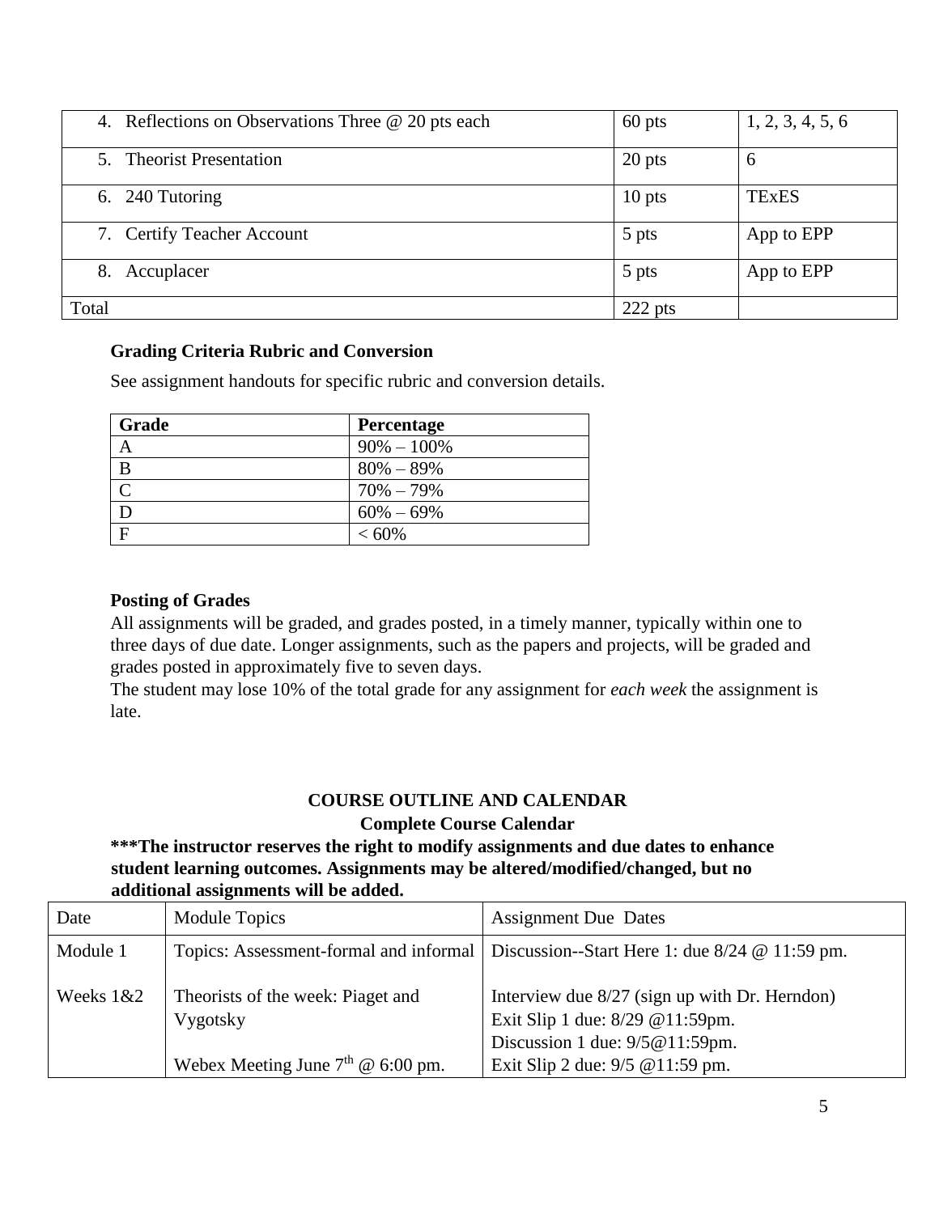| | | |
|---|---|---|
| 4. Reflections on Observations Three @ 20 pts each | 60 pts | 1, 2, 3, 4, 5, 6 |
| 5. Theorist Presentation | 20 pts | 6 |
| 6. 240 Tutoring | 10 pts | TExES |
| 7. Certify Teacher Account | 5 pts | App to EPP |
| 8. Accuplacer | 5 pts | App to EPP |
| Total | 222 pts | |

**Grading Criteria Rubric and Conversion**

See assignment handouts for specific rubric and conversion details.

| Grade | Percentage |
|---|---|
| A | 90% – 100% |
| B | 80% – 89% |
| C | 70% – 79% |
| D | 60% – 69% |
| F | < 60% |

**Posting of Grades**

All assignments will be graded, and grades posted, in a timely manner, typically within one to three days of due date. Longer assignments, such as the papers and projects, will be graded and grades posted in approximately five to seven days.

The student may lose 10% of the total grade for any assignment for *each week* the assignment is late.

## COURSE OUTLINE AND CALENDAR

### Complete Course Calendar

**\*\*\*The instructor reserves the right to modify assignments and due dates to enhance student learning outcomes. Assignments may be altered/modified/changed, but no additional assignments will be added.**

| Date | Module Topics | Assignment Due Dates |
|---|---|---|
| Module 1<br><br>Weeks 1&2 | Topics: Assessment-formal and informal<br><br>Theorists of the week: Piaget and Vygotsky<br><br>Webex Meeting June 7th @ 6:00 pm. | Discussion--Start Here 1: due 8/24 @ 11:59 pm.<br><br>Interview due 8/27 (sign up with Dr. Herndon)<br>Exit Slip 1 due: 8/29 @11:59pm.<br>Discussion 1 due: 9/5@11:59pm.<br>Exit Slip 2 due: 9/5 @11:59 pm. |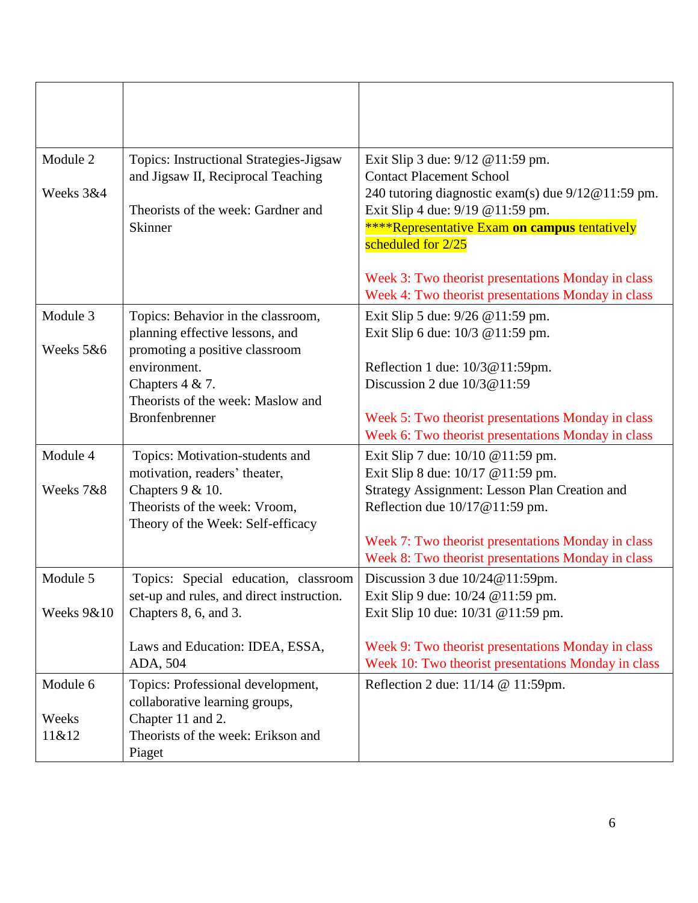| | | |
|---|---|---|
| Module 2<br><br>Weeks 3&4 | Topics: Instructional Strategies-Jigsaw and Jigsaw II, Reciprocal Teaching<br><br>Theorists of the week: Gardner and Skinner | Exit Slip 3 due: 9/12 @11:59 pm.<br>Contact Placement School<br>240 tutoring diagnostic exam(s) due 9/12@11:59 pm.<br>Exit Slip 4 due: 9/19 @11:59 pm.<br>****Representative Exam **on campus** tentatively scheduled for 2/25<br><br>Week 3: Two theorist presentations Monday in class<br>Week 4: Two theorist presentations Monday in class |
| Module 3<br><br>Weeks 5&6 | Topics: Behavior in the classroom, planning effective lessons, and promoting a positive classroom environment.<br>Chapters 4 & 7.<br>Theorists of the week: Maslow and Bronfenbrenner | Exit Slip 5 due: 9/26 @11:59 pm.<br>Exit Slip 6 due: 10/3 @11:59 pm.<br><br>Reflection 1 due: 10/3@11:59pm.<br>Discussion 2 due 10/3@11:59<br><br>Week 5: Two theorist presentations Monday in class<br>Week 6: Two theorist presentations Monday in class |
| Module 4<br><br>Weeks 7&8 | Topics: Motivation-students and motivation, readers' theater,<br>Chapters 9 & 10.<br>Theorists of the week: Vroom,<br>Theory of the Week: Self-efficacy | Exit Slip 7 due: 10/10 @11:59 pm.<br>Exit Slip 8 due: 10/17 @11:59 pm.<br>Strategy Assignment: Lesson Plan Creation and Reflection due 10/17@11:59 pm.<br><br>Week 7: Two theorist presentations Monday in class<br>Week 8: Two theorist presentations Monday in class |
| Module 5<br><br>Weeks 9&10 | Topics: Special education, classroom set-up and rules, and direct instruction.<br>Chapters 8, 6, and 3.<br><br>Laws and Education: IDEA, ESSA, ADA, 504 | Discussion 3 due 10/24@11:59pm.<br>Exit Slip 9 due: 10/24 @11:59 pm.<br>Exit Slip 10 due: 10/31 @11:59 pm.<br><br>Week 9: Two theorist presentations Monday in class<br>Week 10: Two theorist presentations Monday in class |
| Module 6<br><br>Weeks 11&12 | Topics: Professional development, collaborative learning groups,<br>Chapter 11 and 2.<br>Theorists of the week: Erikson and Piaget | Reflection 2 due: 11/14 @ 11:59pm. |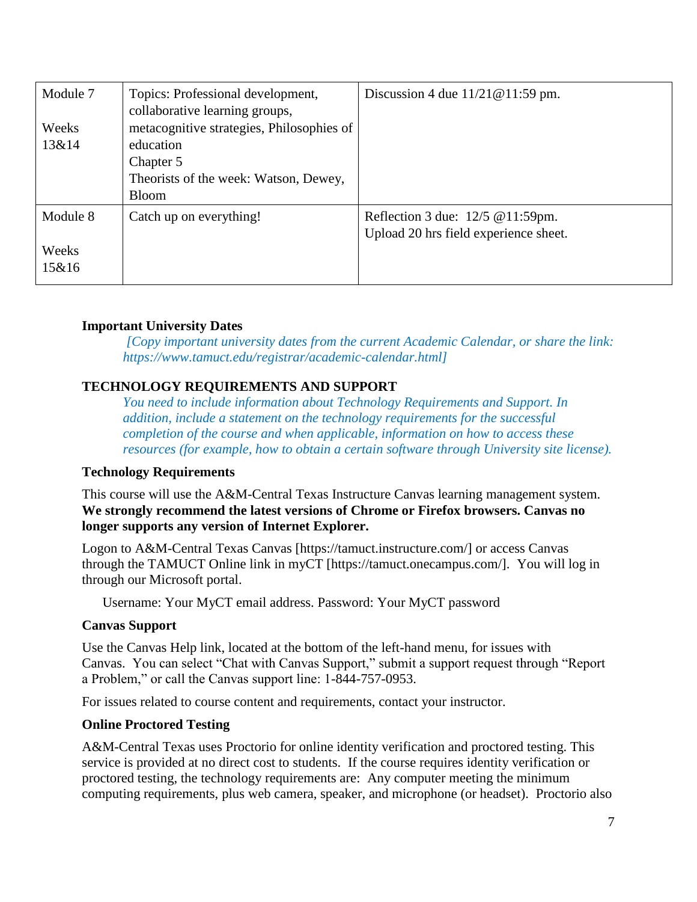| Module 7<br><br>Weeks 13&14 | Topics: Professional development, collaborative learning groups, metacognitive strategies, Philosophies of education<br>Chapter 5<br>Theorists of the week: Watson, Dewey, Bloom | Discussion 4 due 11/21@11:59 pm. |
|---|---|---|
| Module 8<br><br>Weeks 15&16 | Catch up on everything! | Reflection 3 due: 12/5 @11:59pm.<br>Upload 20 hrs field experience sheet. |

**Important University Dates**

*[Copy important university dates from the current Academic Calendar, or share the link: https://www.tamuct.edu/registrar/academic-calendar.html]*

## TECHNOLOGY REQUIREMENTS AND SUPPORT

*You need to include information about Technology Requirements and Support. In addition, include a statement on the technology requirements for the successful completion of the course and when applicable, information on how to access these resources (for example, how to obtain a certain software through University site license).*

### Technology Requirements

This course will use the A&M-Central Texas Instructure Canvas learning management system. **We strongly recommend the latest versions of Chrome or Firefox browsers. Canvas no longer supports any version of Internet Explorer.**

Logon to A&M-Central Texas Canvas [https://tamuct.instructure.com/] or access Canvas through the TAMUCT Online link in myCT [https://tamuct.onecampus.com/]. You will log in through our Microsoft portal.

Username: Your MyCT email address. Password: Your MyCT password

### Canvas Support

Use the Canvas Help link, located at the bottom of the left-hand menu, for issues with Canvas. You can select "Chat with Canvas Support," submit a support request through "Report a Problem," or call the Canvas support line: 1-844-757-0953.

For issues related to course content and requirements, contact your instructor.

### Online Proctored Testing

A&M-Central Texas uses Proctorio for online identity verification and proctored testing. This service is provided at no direct cost to students. If the course requires identity verification or proctored testing, the technology requirements are: Any computer meeting the minimum computing requirements, plus web camera, speaker, and microphone (or headset). Proctorio also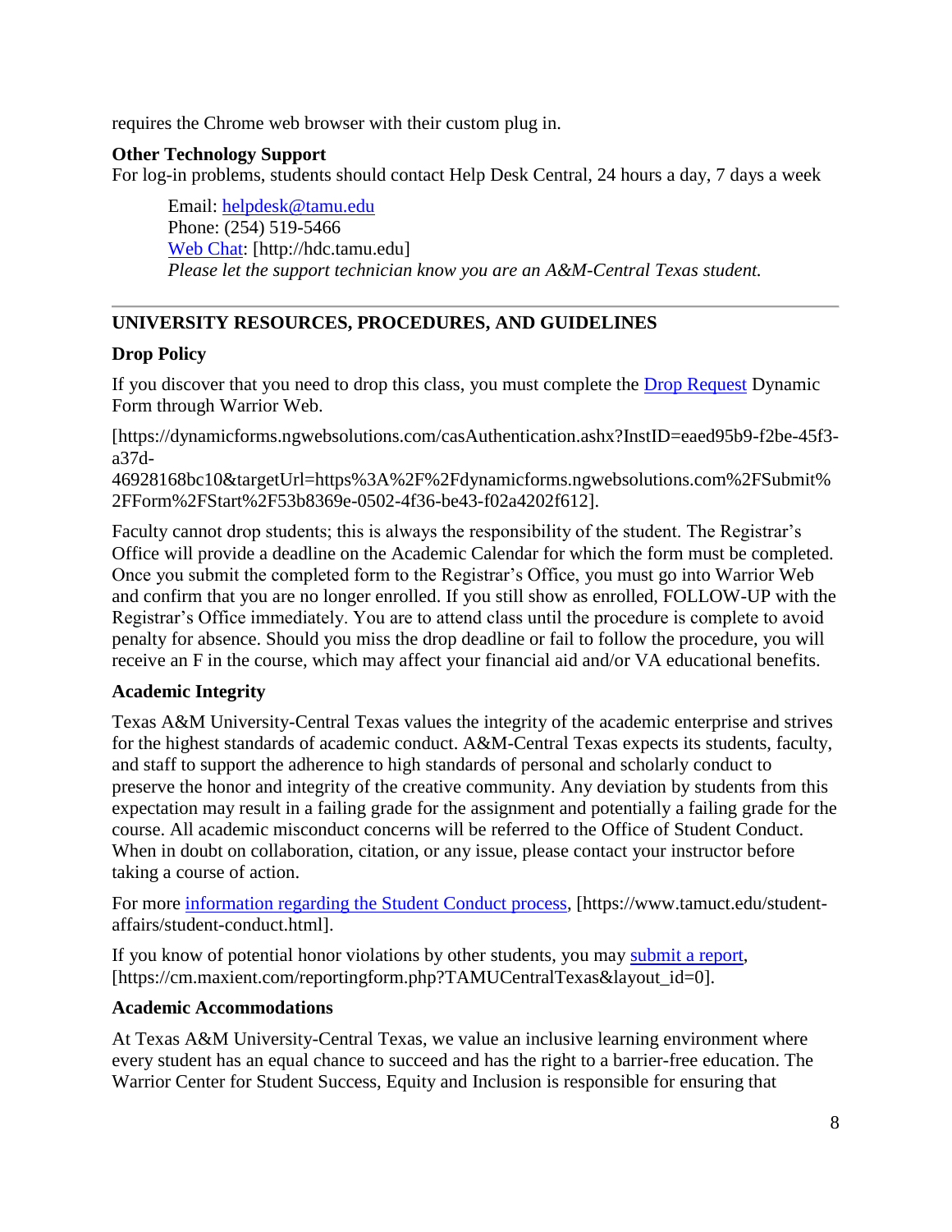requires the Chrome web browser with their custom plug in.

**Other Technology Support**
For log-in problems, students should contact Help Desk Central, 24 hours a day, 7 days a week

> Email: [helpdesk@tamu.edu](mailto:helpdesk@tamu.edu)
> Phone: (254) 519-5466
> [Web Chat](http://hdc.tamu.edu): [http://hdc.tamu.edu]
> *Please let the support technician know you are an A&M-Central Texas student.*

---

## UNIVERSITY RESOURCES, PROCEDURES, AND GUIDELINES

### Drop Policy

If you discover that you need to drop this class, you must complete the [Drop Request](https://dynamicforms.ngwebsolutions.com/casAuthentication.ashx?InstID=eaed95b9-f2be-45f3-a37d-46928168bc10&targetUrl=https%3A%2F%2Fdynamicforms.ngwebsolutions.com%2FSubmit%2FForm%2FStart%2F53b8369e-0502-4f36-be43-f02a4202f612) Dynamic Form through Warrior Web.

[https://dynamicforms.ngwebsolutions.com/casAuthentication.ashx?InstID=eaed95b9-f2be-45f3-a37d-46928168bc10&targetUrl=https%3A%2F%2Fdynamicforms.ngwebsolutions.com%2FSubmit%2FForm%2FStart%2F53b8369e-0502-4f36-be43-f02a4202f612].

Faculty cannot drop students; this is always the responsibility of the student. The Registrar's Office will provide a deadline on the Academic Calendar for which the form must be completed. Once you submit the completed form to the Registrar's Office, you must go into Warrior Web and confirm that you are no longer enrolled. If you still show as enrolled, FOLLOW-UP with the Registrar's Office immediately. You are to attend class until the procedure is complete to avoid penalty for absence. Should you miss the drop deadline or fail to follow the procedure, you will receive an F in the course, which may affect your financial aid and/or VA educational benefits.

### Academic Integrity

Texas A&M University-Central Texas values the integrity of the academic enterprise and strives for the highest standards of academic conduct. A&M-Central Texas expects its students, faculty, and staff to support the adherence to high standards of personal and scholarly conduct to preserve the honor and integrity of the creative community. Any deviation by students from this expectation may result in a failing grade for the assignment and potentially a failing grade for the course. All academic misconduct concerns will be referred to the Office of Student Conduct. When in doubt on collaboration, citation, or any issue, please contact your instructor before taking a course of action.

For more [information regarding the Student Conduct process](https://www.tamuct.edu/student-affairs/student-conduct.html), [https://www.tamuct.edu/student-affairs/student-conduct.html].

If you know of potential honor violations by other students, you may [submit a report](https://cm.maxient.com/reportingform.php?TAMUCentralTexas&layout_id=0), [https://cm.maxient.com/reportingform.php?TAMUCentralTexas&layout_id=0].

### Academic Accommodations

At Texas A&M University-Central Texas, we value an inclusive learning environment where every student has an equal chance to succeed and has the right to a barrier-free education. The Warrior Center for Student Success, Equity and Inclusion is responsible for ensuring that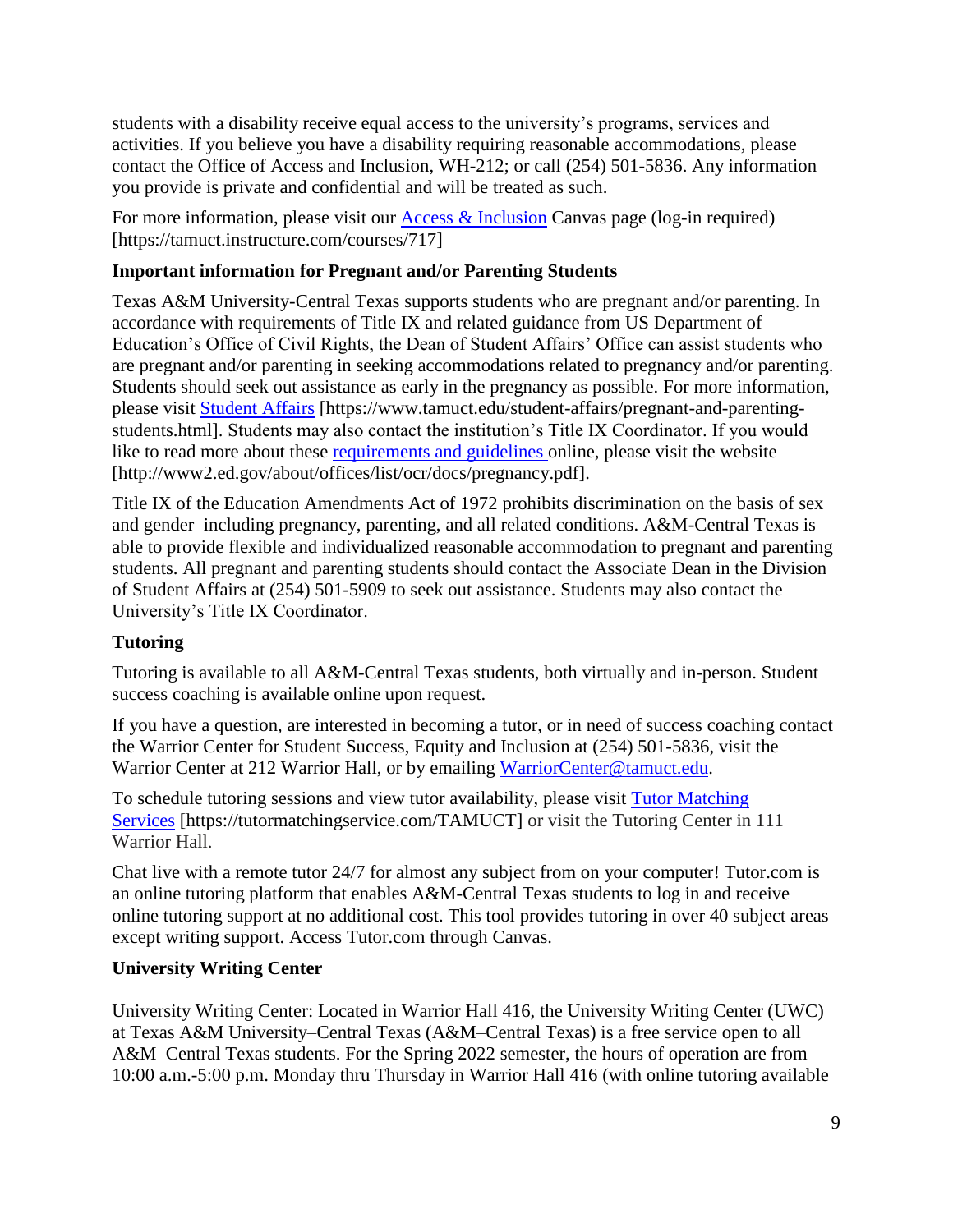students with a disability receive equal access to the university's programs, services and activities. If you believe you have a disability requiring reasonable accommodations, please contact the Office of Access and Inclusion, WH-212; or call (254) 501-5836. Any information you provide is private and confidential and will be treated as such.

For more information, please visit our Access & Inclusion Canvas page (log-in required) [https://tamuct.instructure.com/courses/717]

**Important information for Pregnant and/or Parenting Students**

Texas A&M University-Central Texas supports students who are pregnant and/or parenting. In accordance with requirements of Title IX and related guidance from US Department of Education's Office of Civil Rights, the Dean of Student Affairs' Office can assist students who are pregnant and/or parenting in seeking accommodations related to pregnancy and/or parenting. Students should seek out assistance as early in the pregnancy as possible. For more information, please visit Student Affairs [https://www.tamuct.edu/student-affairs/pregnant-and-parenting-students.html]. Students may also contact the institution's Title IX Coordinator. If you would like to read more about these requirements and guidelines online, please visit the website [http://www2.ed.gov/about/offices/list/ocr/docs/pregnancy.pdf].

Title IX of the Education Amendments Act of 1972 prohibits discrimination on the basis of sex and gender–including pregnancy, parenting, and all related conditions. A&M-Central Texas is able to provide flexible and individualized reasonable accommodation to pregnant and parenting students. All pregnant and parenting students should contact the Associate Dean in the Division of Student Affairs at (254) 501-5909 to seek out assistance. Students may also contact the University's Title IX Coordinator.

**Tutoring**

Tutoring is available to all A&M-Central Texas students, both virtually and in-person. Student success coaching is available online upon request.

If you have a question, are interested in becoming a tutor, or in need of success coaching contact the Warrior Center for Student Success, Equity and Inclusion at (254) 501-5836, visit the Warrior Center at 212 Warrior Hall, or by emailing WarriorCenter@tamuct.edu.

To schedule tutoring sessions and view tutor availability, please visit Tutor Matching Services [https://tutormatchingservice.com/TAMUCT] or visit the Tutoring Center in 111 Warrior Hall.

Chat live with a remote tutor 24/7 for almost any subject from on your computer! Tutor.com is an online tutoring platform that enables A&M-Central Texas students to log in and receive online tutoring support at no additional cost. This tool provides tutoring in over 40 subject areas except writing support. Access Tutor.com through Canvas.

**University Writing Center**

University Writing Center: Located in Warrior Hall 416, the University Writing Center (UWC) at Texas A&M University–Central Texas (A&M–Central Texas) is a free service open to all A&M–Central Texas students. For the Spring 2022 semester, the hours of operation are from 10:00 a.m.-5:00 p.m. Monday thru Thursday in Warrior Hall 416 (with online tutoring available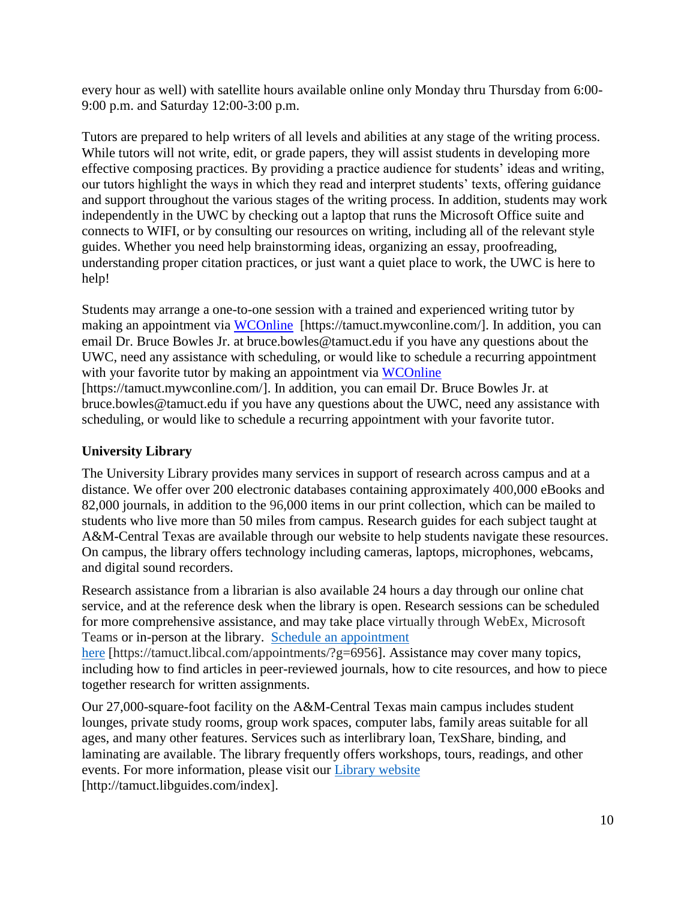every hour as well) with satellite hours available online only Monday thru Thursday from 6:00-9:00 p.m. and Saturday 12:00-3:00 p.m.

Tutors are prepared to help writers of all levels and abilities at any stage of the writing process. While tutors will not write, edit, or grade papers, they will assist students in developing more effective composing practices. By providing a practice audience for students' ideas and writing, our tutors highlight the ways in which they read and interpret students' texts, offering guidance and support throughout the various stages of the writing process. In addition, students may work independently in the UWC by checking out a laptop that runs the Microsoft Office suite and connects to WIFI, or by consulting our resources on writing, including all of the relevant style guides. Whether you need help brainstorming ideas, organizing an essay, proofreading, understanding proper citation practices, or just want a quiet place to work, the UWC is here to help!

Students may arrange a one-to-one session with a trained and experienced writing tutor by making an appointment via WCOnline [https://tamuct.mywconline.com/]. In addition, you can email Dr. Bruce Bowles Jr. at bruce.bowles@tamuct.edu if you have any questions about the UWC, need any assistance with scheduling, or would like to schedule a recurring appointment with your favorite tutor by making an appointment via WCOnline [https://tamuct.mywconline.com/]. In addition, you can email Dr. Bruce Bowles Jr. at bruce.bowles@tamuct.edu if you have any questions about the UWC, need any assistance with scheduling, or would like to schedule a recurring appointment with your favorite tutor.

**University Library**

The University Library provides many services in support of research across campus and at a distance. We offer over 200 electronic databases containing approximately 400,000 eBooks and 82,000 journals, in addition to the 96,000 items in our print collection, which can be mailed to students who live more than 50 miles from campus. Research guides for each subject taught at A&M-Central Texas are available through our website to help students navigate these resources. On campus, the library offers technology including cameras, laptops, microphones, webcams, and digital sound recorders.

Research assistance from a librarian is also available 24 hours a day through our online chat service, and at the reference desk when the library is open. Research sessions can be scheduled for more comprehensive assistance, and may take place virtually through WebEx, Microsoft Teams or in-person at the library. Schedule an appointment here [https://tamuct.libcal.com/appointments/?g=6956]. Assistance may cover many topics, including how to find articles in peer-reviewed journals, how to cite resources, and how to piece together research for written assignments.

Our 27,000-square-foot facility on the A&M-Central Texas main campus includes student lounges, private study rooms, group work spaces, computer labs, family areas suitable for all ages, and many other features. Services such as interlibrary loan, TexShare, binding, and laminating are available. The library frequently offers workshops, tours, readings, and other events. For more information, please visit our Library website [http://tamuct.libguides.com/index].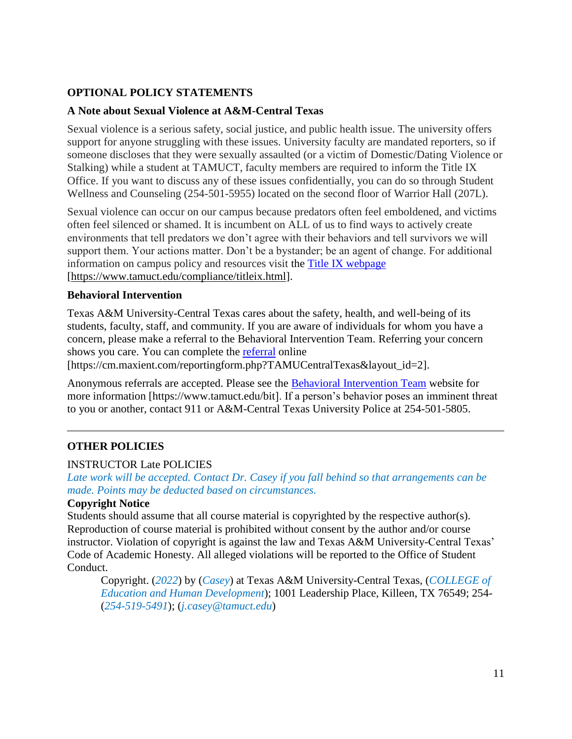**OPTIONAL POLICY STATEMENTS**

**A Note about Sexual Violence at A&M-Central Texas**

Sexual violence is a serious safety, social justice, and public health issue. The university offers support for anyone struggling with these issues. University faculty are mandated reporters, so if someone discloses that they were sexually assaulted (or a victim of Domestic/Dating Violence or Stalking) while a student at TAMUCT, faculty members are required to inform the Title IX Office. If you want to discuss any of these issues confidentially, you can do so through Student Wellness and Counseling (254-501-5955) located on the second floor of Warrior Hall (207L).

Sexual violence can occur on our campus because predators often feel emboldened, and victims often feel silenced or shamed. It is incumbent on ALL of us to find ways to actively create environments that tell predators we don't agree with their behaviors and tell survivors we will support them. Your actions matter. Don't be a bystander; be an agent of change. For additional information on campus policy and resources visit the Title IX webpage [https://www.tamuct.edu/compliance/titleix.html].

**Behavioral Intervention**

Texas A&M University-Central Texas cares about the safety, health, and well-being of its students, faculty, staff, and community. If you are aware of individuals for whom you have a concern, please make a referral to the Behavioral Intervention Team. Referring your concern shows you care. You can complete the referral online [https://cm.maxient.com/reportingform.php?TAMUCentralTexas&layout_id=2].

Anonymous referrals are accepted. Please see the Behavioral Intervention Team website for more information [https://www.tamuct.edu/bit]. If a person's behavior poses an imminent threat to you or another, contact 911 or A&M-Central Texas University Police at 254-501-5805.

---

**OTHER POLICIES**

INSTRUCTOR Late POLICIES

*Late work will be accepted. Contact Dr. Casey if you fall behind so that arrangements can be made. Points may be deducted based on circumstances.*

**Copyright Notice**

Students should assume that all course material is copyrighted by the respective author(s). Reproduction of course material is prohibited without consent by the author and/or course instructor. Violation of copyright is against the law and Texas A&M University-Central Texas' Code of Academic Honesty. All alleged violations will be reported to the Office of Student Conduct.

> Copyright. (*2022*) by (*Casey*) at Texas A&M University-Central Texas, (*COLLEGE of Education and Human Development*); 1001 Leadership Place, Killeen, TX 76549; 254-(*254-519-5491*); (*j.casey@tamuct.edu*)